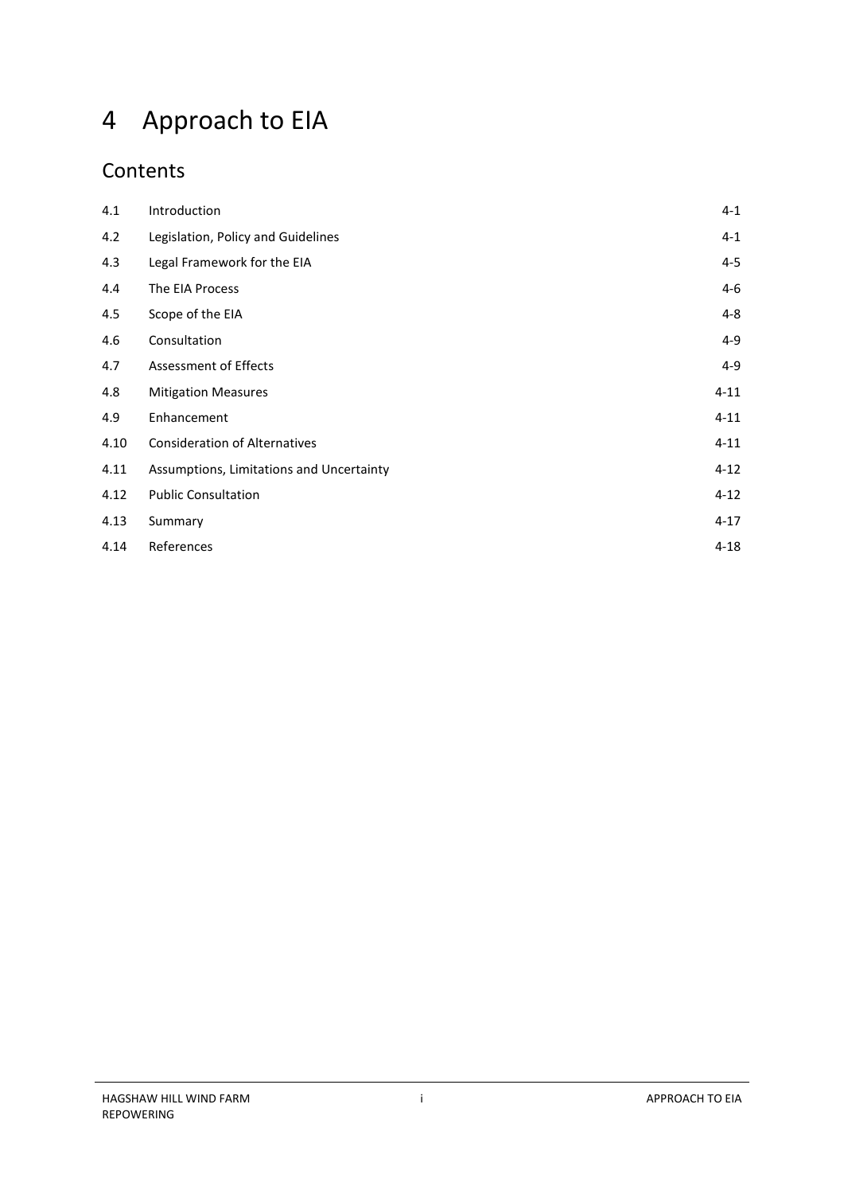# 4 Approach to EIA

## Contents

| | | |
|---|---|---|
| 4.1 | Introduction | 4-1 |
| 4.2 | Legislation, Policy and Guidelines | 4-1 |
| 4.3 | Legal Framework for the EIA | 4-5 |
| 4.4 | The EIA Process | 4-6 |
| 4.5 | Scope of the EIA | 4-8 |
| 4.6 | Consultation | 4-9 |
| 4.7 | Assessment of Effects | 4-9 |
| 4.8 | Mitigation Measures | 4-11 |
| 4.9 | Enhancement | 4-11 |
| 4.10 | Consideration of Alternatives | 4-11 |
| 4.11 | Assumptions, Limitations and Uncertainty | 4-12 |
| 4.12 | Public Consultation | 4-12 |
| 4.13 | Summary | 4-17 |
| 4.14 | References | 4-18 |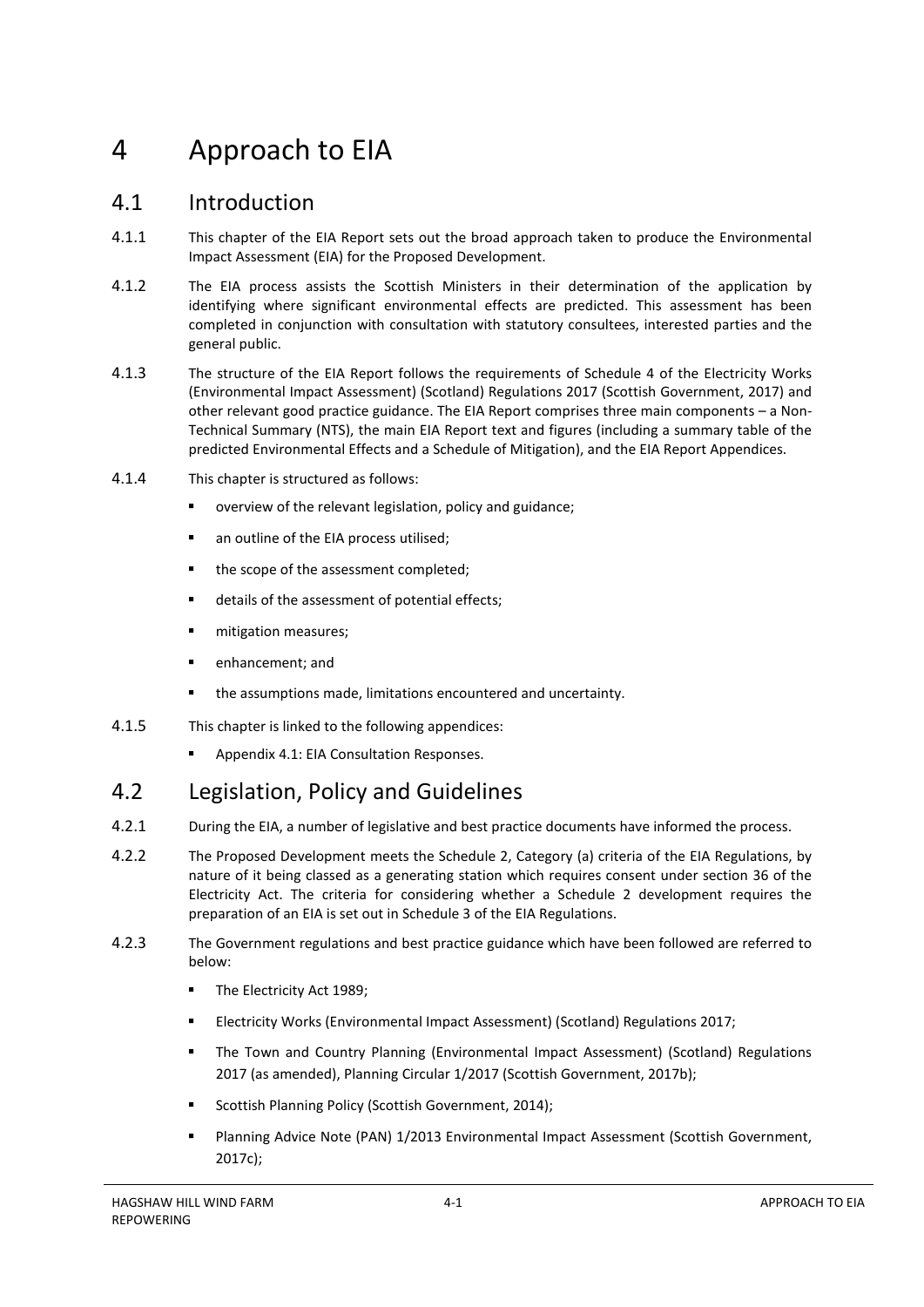# 4 Approach to EIA

## 4.1 Introduction

4.1.1 This chapter of the EIA Report sets out the broad approach taken to produce the Environmental Impact Assessment (EIA) for the Proposed Development.

4.1.2 The EIA process assists the Scottish Ministers in their determination of the application by identifying where significant environmental effects are predicted. This assessment has been completed in conjunction with consultation with statutory consultees, interested parties and the general public.

4.1.3 The structure of the EIA Report follows the requirements of Schedule 4 of the Electricity Works (Environmental Impact Assessment) (Scotland) Regulations 2017 (Scottish Government, 2017) and other relevant good practice guidance. The EIA Report comprises three main components – a Non-Technical Summary (NTS), the main EIA Report text and figures (including a summary table of the predicted Environmental Effects and a Schedule of Mitigation), and the EIA Report Appendices.

4.1.4 This chapter is structured as follows:

- overview of the relevant legislation, policy and guidance;
- an outline of the EIA process utilised;
- the scope of the assessment completed;
- details of the assessment of potential effects;
- mitigation measures;
- enhancement; and
- the assumptions made, limitations encountered and uncertainty.

4.1.5 This chapter is linked to the following appendices:

- Appendix 4.1: EIA Consultation Responses.

## 4.2 Legislation, Policy and Guidelines

4.2.1 During the EIA, a number of legislative and best practice documents have informed the process.

4.2.2 The Proposed Development meets the Schedule 2, Category (a) criteria of the EIA Regulations, by nature of it being classed as a generating station which requires consent under section 36 of the Electricity Act. The criteria for considering whether a Schedule 2 development requires the preparation of an EIA is set out in Schedule 3 of the EIA Regulations.

4.2.3 The Government regulations and best practice guidance which have been followed are referred to below:

- The Electricity Act 1989;
- Electricity Works (Environmental Impact Assessment) (Scotland) Regulations 2017;
- The Town and Country Planning (Environmental Impact Assessment) (Scotland) Regulations 2017 (as amended), Planning Circular 1/2017 (Scottish Government, 2017b);
- Scottish Planning Policy (Scottish Government, 2014);
- Planning Advice Note (PAN) 1/2013 Environmental Impact Assessment (Scottish Government, 2017c);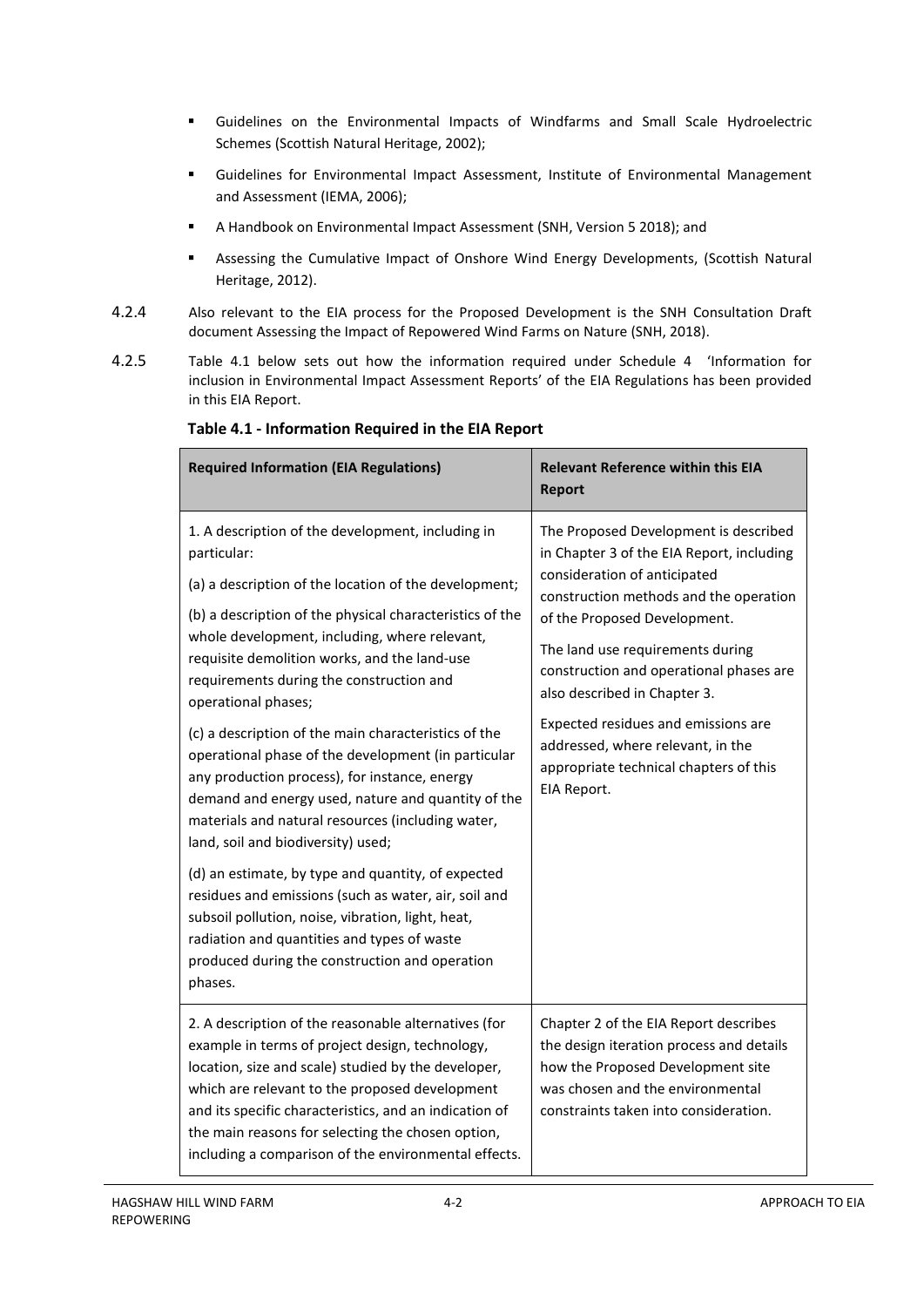- Guidelines on the Environmental Impacts of Windfarms and Small Scale Hydroelectric Schemes (Scottish Natural Heritage, 2002);
- Guidelines for Environmental Impact Assessment, Institute of Environmental Management and Assessment (IEMA, 2006);
- A Handbook on Environmental Impact Assessment (SNH, Version 5 2018); and
- Assessing the Cumulative Impact of Onshore Wind Energy Developments, (Scottish Natural Heritage, 2012).

4.2.4 Also relevant to the EIA process for the Proposed Development is the SNH Consultation Draft document Assessing the Impact of Repowered Wind Farms on Nature (SNH, 2018).

4.2.5 Table 4.1 below sets out how the information required under Schedule 4 'Information for inclusion in Environmental Impact Assessment Reports' of the EIA Regulations has been provided in this EIA Report.

**Table 4.1 - Information Required in the EIA Report**

| Required Information (EIA Regulations) | Relevant Reference within this EIA Report |
|---|---|
| 1. A description of the development, including in particular:<br><br>(a) a description of the location of the development;<br><br>(b) a description of the physical characteristics of the whole development, including, where relevant, requisite demolition works, and the land-use requirements during the construction and operational phases;<br><br>(c) a description of the main characteristics of the operational phase of the development (in particular any production process), for instance, energy demand and energy used, nature and quantity of the materials and natural resources (including water, land, soil and biodiversity) used;<br><br>(d) an estimate, by type and quantity, of expected residues and emissions (such as water, air, soil and subsoil pollution, noise, vibration, light, heat, radiation and quantities and types of waste produced during the construction and operation phases. | The Proposed Development is described in Chapter 3 of the EIA Report, including consideration of anticipated construction methods and the operation of the Proposed Development.<br><br>The land use requirements during construction and operational phases are also described in Chapter 3.<br><br>Expected residues and emissions are addressed, where relevant, in the appropriate technical chapters of this EIA Report. |
| 2. A description of the reasonable alternatives (for example in terms of project design, technology, location, size and scale) studied by the developer, which are relevant to the proposed development and its specific characteristics, and an indication of the main reasons for selecting the chosen option, including a comparison of the environmental effects. | Chapter 2 of the EIA Report describes the design iteration process and details how the Proposed Development site was chosen and the environmental constraints taken into consideration. |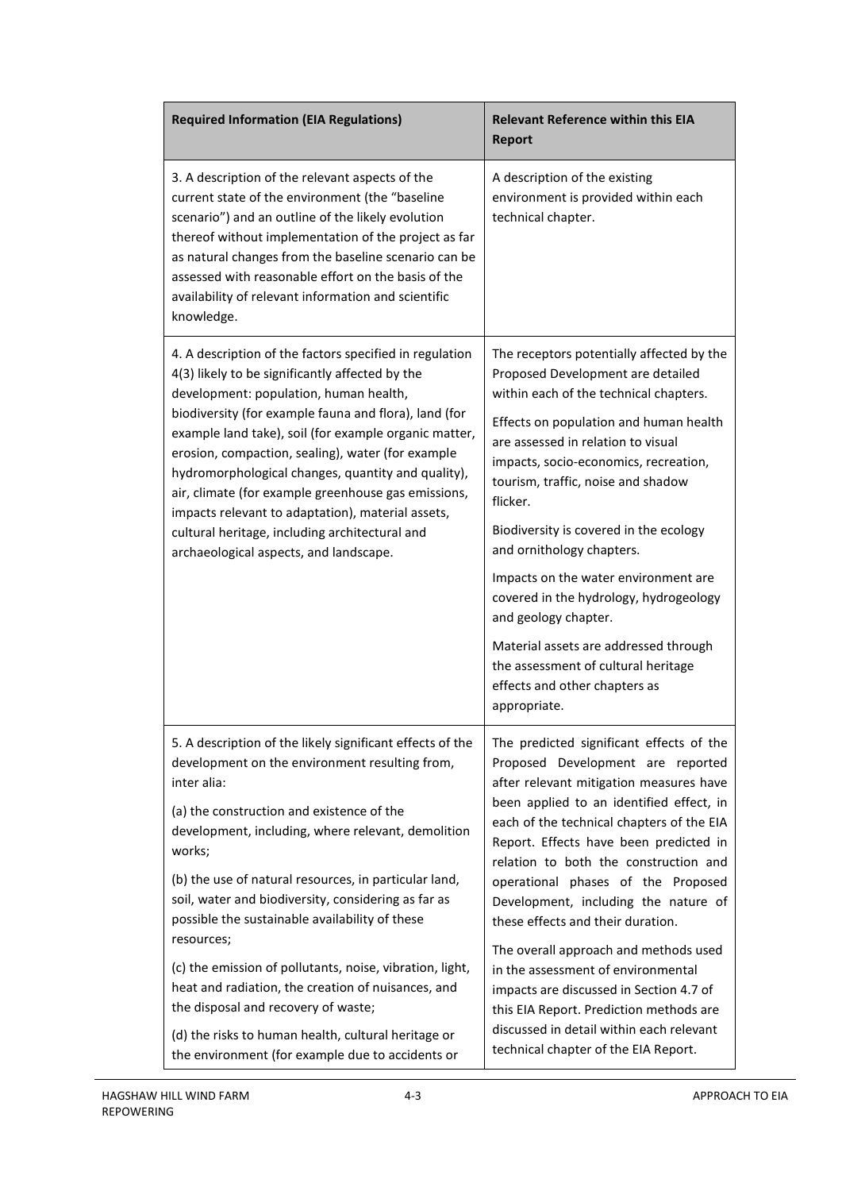| Required Information (EIA Regulations) | Relevant Reference within this EIA Report |
|---|---|
| 3. A description of the relevant aspects of the current state of the environment (the "baseline scenario") and an outline of the likely evolution thereof without implementation of the project as far as natural changes from the baseline scenario can be assessed with reasonable effort on the basis of the availability of relevant information and scientific knowledge. | A description of the existing environment is provided within each technical chapter. |
| 4. A description of the factors specified in regulation 4(3) likely to be significantly affected by the development: population, human health, biodiversity (for example fauna and flora), land (for example land take), soil (for example organic matter, erosion, compaction, sealing), water (for example hydromorphological changes, quantity and quality), air, climate (for example greenhouse gas emissions, impacts relevant to adaptation), material assets, cultural heritage, including architectural and archaeological aspects, and landscape. | The receptors potentially affected by the Proposed Development are detailed within each of the technical chapters.<br><br>Effects on population and human health are assessed in relation to visual impacts, socio-economics, recreation, tourism, traffic, noise and shadow flicker.<br><br>Biodiversity is covered in the ecology and ornithology chapters.<br><br>Impacts on the water environment are covered in the hydrology, hydrogeology and geology chapter.<br><br>Material assets are addressed through the assessment of cultural heritage effects and other chapters as appropriate. |
| 5. A description of the likely significant effects of the development on the environment resulting from, inter alia:<br><br>(a) the construction and existence of the development, including, where relevant, demolition works;<br><br>(b) the use of natural resources, in particular land, soil, water and biodiversity, considering as far as possible the sustainable availability of these resources;<br><br>(c) the emission of pollutants, noise, vibration, light, heat and radiation, the creation of nuisances, and the disposal and recovery of waste;<br><br>(d) the risks to human health, cultural heritage or the environment (for example due to accidents or | The predicted significant effects of the Proposed Development are reported after relevant mitigation measures have been applied to an identified effect, in each of the technical chapters of the EIA Report. Effects have been predicted in relation to both the construction and operational phases of the Proposed Development, including the nature of these effects and their duration.<br><br>The overall approach and methods used in the assessment of environmental impacts are discussed in Section 4.7 of this EIA Report. Prediction methods are discussed in detail within each relevant technical chapter of the EIA Report. |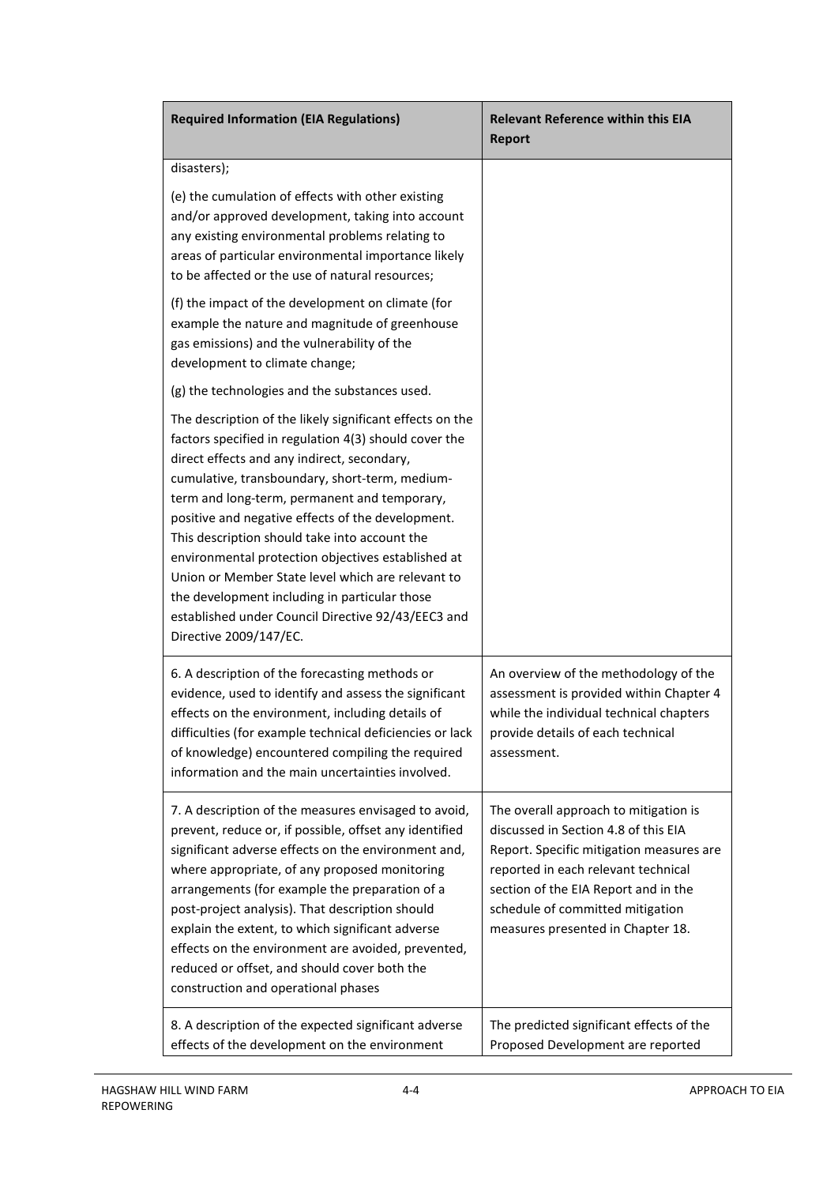| Required Information (EIA Regulations) | Relevant Reference within this EIA Report |
|---|---|
| disasters);<br><br>(e) the cumulation of effects with other existing and/or approved development, taking into account any existing environmental problems relating to areas of particular environmental importance likely to be affected or the use of natural resources;<br><br>(f) the impact of the development on climate (for example the nature and magnitude of greenhouse gas emissions) and the vulnerability of the development to climate change;<br><br>(g) the technologies and the substances used.<br><br>The description of the likely significant effects on the factors specified in regulation 4(3) should cover the direct effects and any indirect, secondary, cumulative, transboundary, short-term, medium-term and long-term, permanent and temporary, positive and negative effects of the development. This description should take into account the environmental protection objectives established at Union or Member State level which are relevant to the development including in particular those established under Council Directive 92/43/EEC3 and Directive 2009/147/EC. | |
| 6. A description of the forecasting methods or evidence, used to identify and assess the significant effects on the environment, including details of difficulties (for example technical deficiencies or lack of knowledge) encountered compiling the required information and the main uncertainties involved. | An overview of the methodology of the assessment is provided within Chapter 4 while the individual technical chapters provide details of each technical assessment. |
| 7. A description of the measures envisaged to avoid, prevent, reduce or, if possible, offset any identified significant adverse effects on the environment and, where appropriate, of any proposed monitoring arrangements (for example the preparation of a post-project analysis). That description should explain the extent, to which significant adverse effects on the environment are avoided, prevented, reduced or offset, and should cover both the construction and operational phases | The overall approach to mitigation is discussed in Section 4.8 of this EIA Report. Specific mitigation measures are reported in each relevant technical section of the EIA Report and in the schedule of committed mitigation measures presented in Chapter 18. |
| 8. A description of the expected significant adverse effects of the development on the environment | The predicted significant effects of the Proposed Development are reported |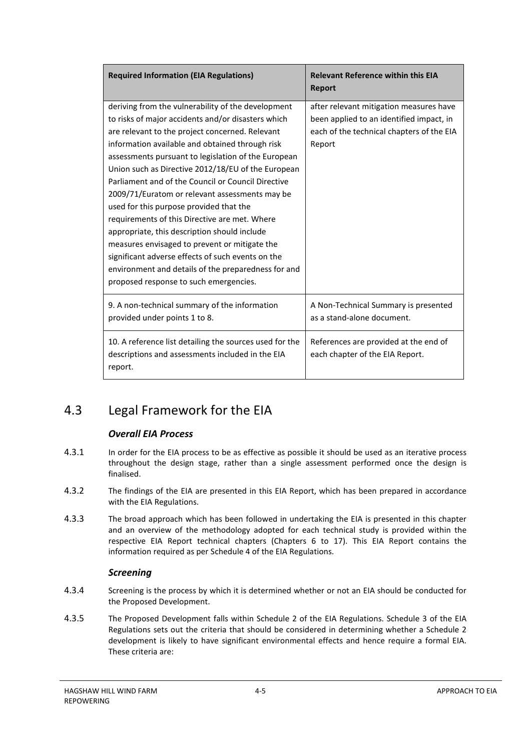| Required Information (EIA Regulations) | Relevant Reference within this EIA Report |
| --- | --- |
| deriving from the vulnerability of the development to risks of major accidents and/or disasters which are relevant to the project concerned. Relevant information available and obtained through risk assessments pursuant to legislation of the European Union such as Directive 2012/18/EU of the European Parliament and of the Council or Council Directive 2009/71/Euratom or relevant assessments may be used for this purpose provided that the requirements of this Directive are met. Where appropriate, this description should include measures envisaged to prevent or mitigate the significant adverse effects of such events on the environment and details of the preparedness for and proposed response to such emergencies. | after relevant mitigation measures have been applied to an identified impact, in each of the technical chapters of the EIA Report |
| 9. A non-technical summary of the information provided under points 1 to 8. | A Non-Technical Summary is presented as a stand-alone document. |
| 10. A reference list detailing the sources used for the descriptions and assessments included in the EIA report. | References are provided at the end of each chapter of the EIA Report. |

## 4.3 Legal Framework for the EIA

### *Overall EIA Process*

4.3.1 In order for the EIA process to be as effective as possible it should be used as an iterative process throughout the design stage, rather than a single assessment performed once the design is finalised.

4.3.2 The findings of the EIA are presented in this EIA Report, which has been prepared in accordance with the EIA Regulations.

4.3.3 The broad approach which has been followed in undertaking the EIA is presented in this chapter and an overview of the methodology adopted for each technical study is provided within the respective EIA Report technical chapters (Chapters 6 to 17). This EIA Report contains the information required as per Schedule 4 of the EIA Regulations.

### *Screening*

4.3.4 Screening is the process by which it is determined whether or not an EIA should be conducted for the Proposed Development.

4.3.5 The Proposed Development falls within Schedule 2 of the EIA Regulations. Schedule 3 of the EIA Regulations sets out the criteria that should be considered in determining whether a Schedule 2 development is likely to have significant environmental effects and hence require a formal EIA. These criteria are: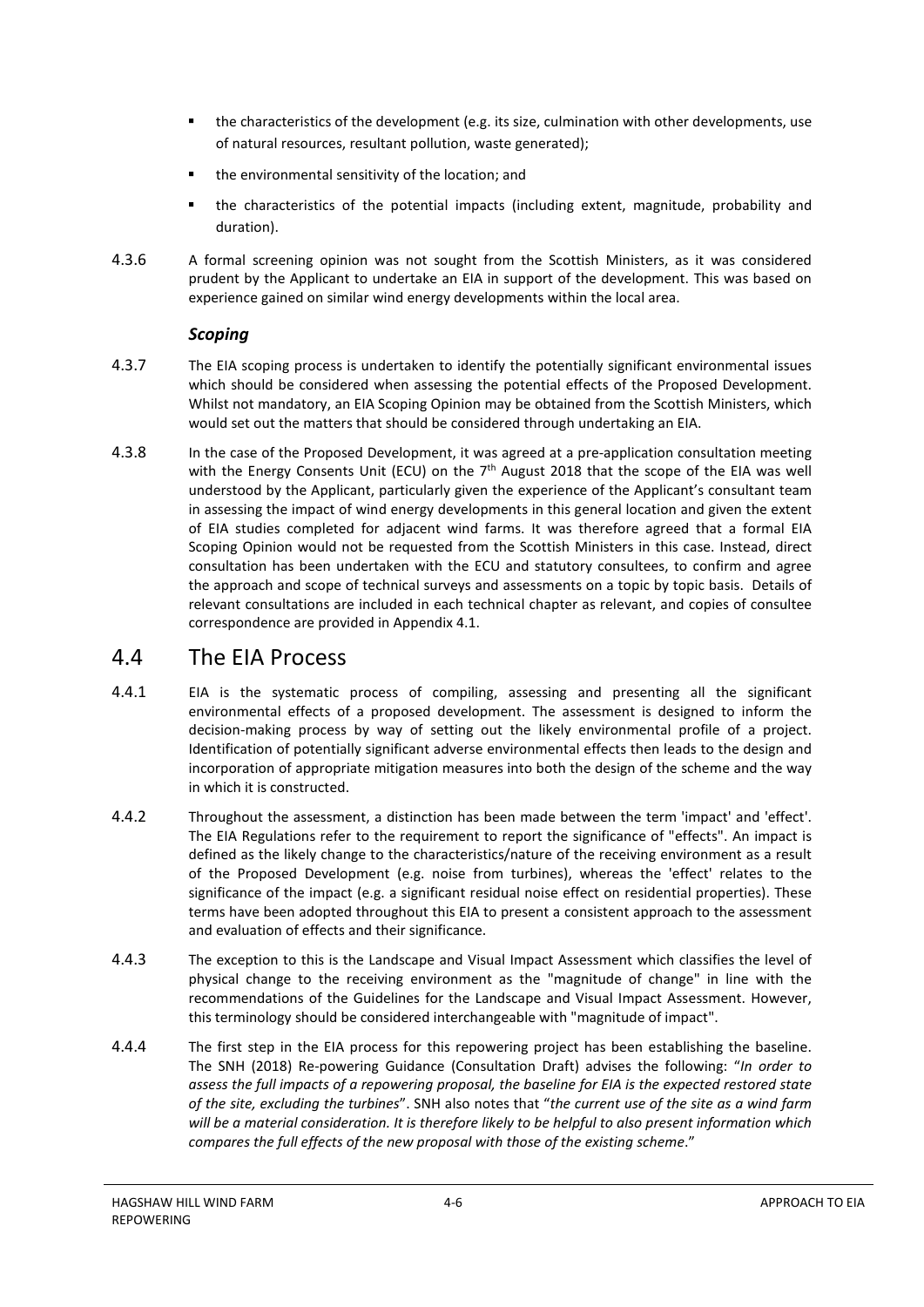- the characteristics of the development (e.g. its size, culmination with other developments, use of natural resources, resultant pollution, waste generated);
- the environmental sensitivity of the location; and
- the characteristics of the potential impacts (including extent, magnitude, probability and duration).

4.3.6 A formal screening opinion was not sought from the Scottish Ministers, as it was considered prudent by the Applicant to undertake an EIA in support of the development. This was based on experience gained on similar wind energy developments within the local area.

### *Scoping*

4.3.7 The EIA scoping process is undertaken to identify the potentially significant environmental issues which should be considered when assessing the potential effects of the Proposed Development. Whilst not mandatory, an EIA Scoping Opinion may be obtained from the Scottish Ministers, which would set out the matters that should be considered through undertaking an EIA.

4.3.8 In the case of the Proposed Development, it was agreed at a pre-application consultation meeting with the Energy Consents Unit (ECU) on the 7th August 2018 that the scope of the EIA was well understood by the Applicant, particularly given the experience of the Applicant's consultant team in assessing the impact of wind energy developments in this general location and given the extent of EIA studies completed for adjacent wind farms. It was therefore agreed that a formal EIA Scoping Opinion would not be requested from the Scottish Ministers in this case. Instead, direct consultation has been undertaken with the ECU and statutory consultees, to confirm and agree the approach and scope of technical surveys and assessments on a topic by topic basis. Details of relevant consultations are included in each technical chapter as relevant, and copies of consultee correspondence are provided in Appendix 4.1.

## 4.4 The EIA Process

4.4.1 EIA is the systematic process of compiling, assessing and presenting all the significant environmental effects of a proposed development. The assessment is designed to inform the decision-making process by way of setting out the likely environmental profile of a project. Identification of potentially significant adverse environmental effects then leads to the design and incorporation of appropriate mitigation measures into both the design of the scheme and the way in which it is constructed.

4.4.2 Throughout the assessment, a distinction has been made between the term 'impact' and 'effect'. The EIA Regulations refer to the requirement to report the significance of "effects". An impact is defined as the likely change to the characteristics/nature of the receiving environment as a result of the Proposed Development (e.g. noise from turbines), whereas the 'effect' relates to the significance of the impact (e.g. a significant residual noise effect on residential properties). These terms have been adopted throughout this EIA to present a consistent approach to the assessment and evaluation of effects and their significance.

4.4.3 The exception to this is the Landscape and Visual Impact Assessment which classifies the level of physical change to the receiving environment as the "magnitude of change" in line with the recommendations of the Guidelines for the Landscape and Visual Impact Assessment. However, this terminology should be considered interchangeable with "magnitude of impact".

4.4.4 The first step in the EIA process for this repowering project has been establishing the baseline. The SNH (2018) Re-powering Guidance (Consultation Draft) advises the following: "*In order to assess the full impacts of a repowering proposal, the baseline for EIA is the expected restored state of the site, excluding the turbines*". SNH also notes that "*the current use of the site as a wind farm will be a material consideration. It is therefore likely to be helpful to also present information which compares the full effects of the new proposal with those of the existing scheme*."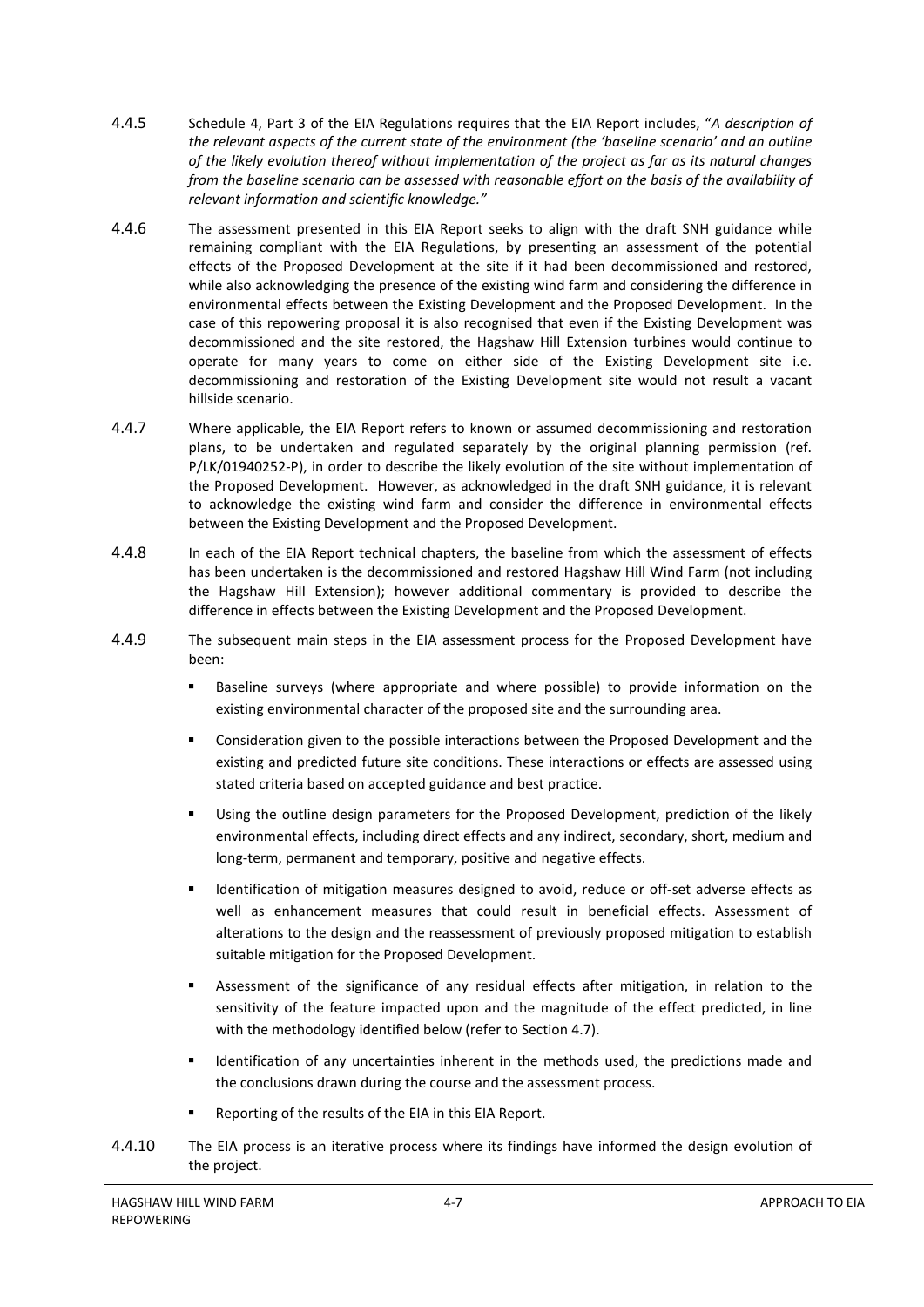4.4.5 Schedule 4, Part 3 of the EIA Regulations requires that the EIA Report includes, "*A description of the relevant aspects of the current state of the environment (the 'baseline scenario' and an outline of the likely evolution thereof without implementation of the project as far as its natural changes from the baseline scenario can be assessed with reasonable effort on the basis of the availability of relevant information and scientific knowledge.*"

4.4.6 The assessment presented in this EIA Report seeks to align with the draft SNH guidance while remaining compliant with the EIA Regulations, by presenting an assessment of the potential effects of the Proposed Development at the site if it had been decommissioned and restored, while also acknowledging the presence of the existing wind farm and considering the difference in environmental effects between the Existing Development and the Proposed Development. In the case of this repowering proposal it is also recognised that even if the Existing Development was decommissioned and the site restored, the Hagshaw Hill Extension turbines would continue to operate for many years to come on either side of the Existing Development site i.e. decommissioning and restoration of the Existing Development site would not result a vacant hillside scenario.

4.4.7 Where applicable, the EIA Report refers to known or assumed decommissioning and restoration plans, to be undertaken and regulated separately by the original planning permission (ref. P/LK/01940252-P), in order to describe the likely evolution of the site without implementation of the Proposed Development. However, as acknowledged in the draft SNH guidance, it is relevant to acknowledge the existing wind farm and consider the difference in environmental effects between the Existing Development and the Proposed Development.

4.4.8 In each of the EIA Report technical chapters, the baseline from which the assessment of effects has been undertaken is the decommissioned and restored Hagshaw Hill Wind Farm (not including the Hagshaw Hill Extension); however additional commentary is provided to describe the difference in effects between the Existing Development and the Proposed Development.

4.4.9 The subsequent main steps in the EIA assessment process for the Proposed Development have been:

- Baseline surveys (where appropriate and where possible) to provide information on the existing environmental character of the proposed site and the surrounding area.
- Consideration given to the possible interactions between the Proposed Development and the existing and predicted future site conditions. These interactions or effects are assessed using stated criteria based on accepted guidance and best practice.
- Using the outline design parameters for the Proposed Development, prediction of the likely environmental effects, including direct effects and any indirect, secondary, short, medium and long-term, permanent and temporary, positive and negative effects.
- Identification of mitigation measures designed to avoid, reduce or off-set adverse effects as well as enhancement measures that could result in beneficial effects. Assessment of alterations to the design and the reassessment of previously proposed mitigation to establish suitable mitigation for the Proposed Development.
- Assessment of the significance of any residual effects after mitigation, in relation to the sensitivity of the feature impacted upon and the magnitude of the effect predicted, in line with the methodology identified below (refer to Section 4.7).
- Identification of any uncertainties inherent in the methods used, the predictions made and the conclusions drawn during the course and the assessment process.
- Reporting of the results of the EIA in this EIA Report.

4.4.10 The EIA process is an iterative process where its findings have informed the design evolution of the project.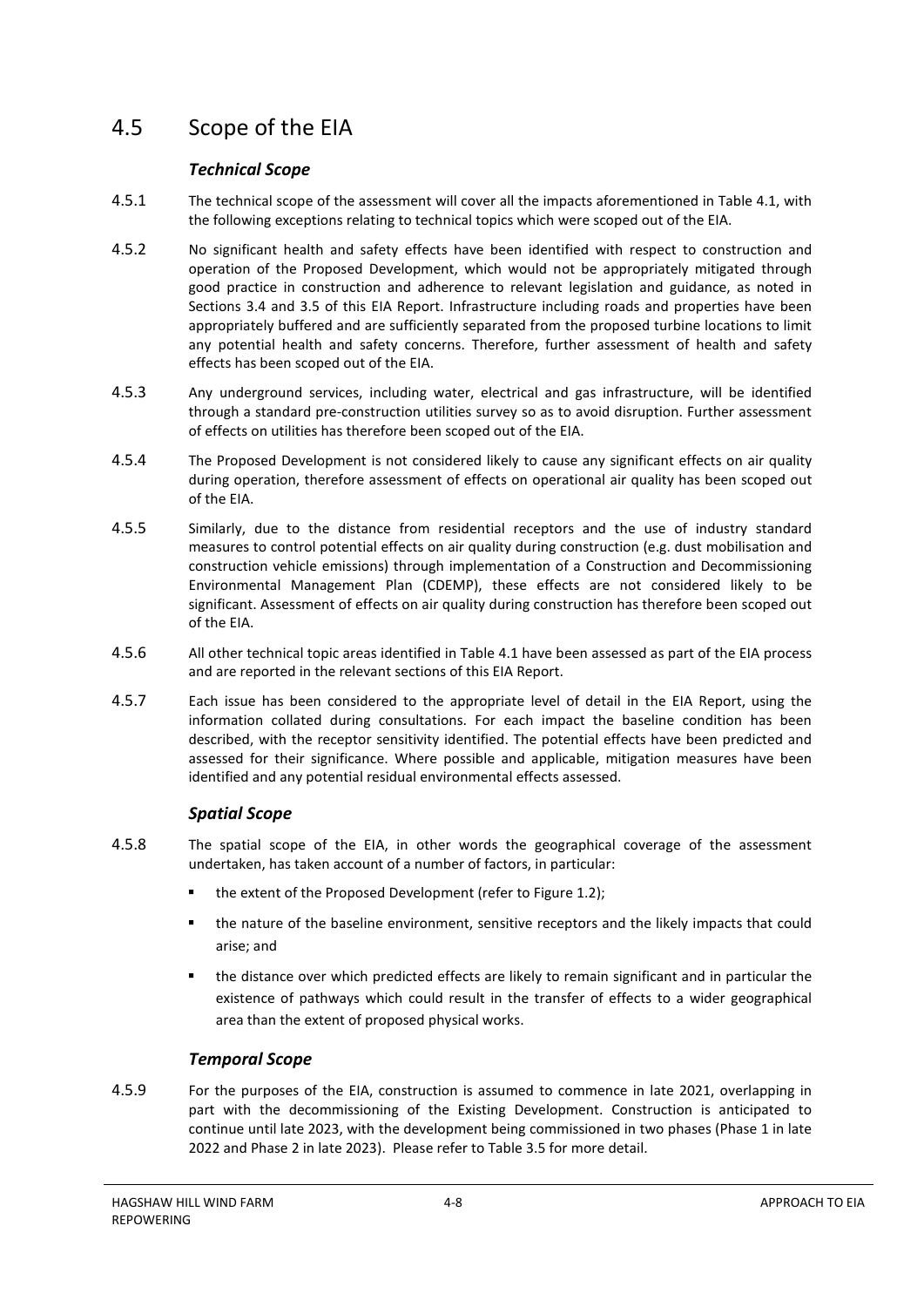## 4.5 Scope of the EIA

### *Technical Scope*

4.5.1 The technical scope of the assessment will cover all the impacts aforementioned in Table 4.1, with the following exceptions relating to technical topics which were scoped out of the EIA.

4.5.2 No significant health and safety effects have been identified with respect to construction and operation of the Proposed Development, which would not be appropriately mitigated through good practice in construction and adherence to relevant legislation and guidance, as noted in Sections 3.4 and 3.5 of this EIA Report. Infrastructure including roads and properties have been appropriately buffered and are sufficiently separated from the proposed turbine locations to limit any potential health and safety concerns. Therefore, further assessment of health and safety effects has been scoped out of the EIA.

4.5.3 Any underground services, including water, electrical and gas infrastructure, will be identified through a standard pre-construction utilities survey so as to avoid disruption. Further assessment of effects on utilities has therefore been scoped out of the EIA.

4.5.4 The Proposed Development is not considered likely to cause any significant effects on air quality during operation, therefore assessment of effects on operational air quality has been scoped out of the EIA.

4.5.5 Similarly, due to the distance from residential receptors and the use of industry standard measures to control potential effects on air quality during construction (e.g. dust mobilisation and construction vehicle emissions) through implementation of a Construction and Decommissioning Environmental Management Plan (CDEMP), these effects are not considered likely to be significant. Assessment of effects on air quality during construction has therefore been scoped out of the EIA.

4.5.6 All other technical topic areas identified in Table 4.1 have been assessed as part of the EIA process and are reported in the relevant sections of this EIA Report.

4.5.7 Each issue has been considered to the appropriate level of detail in the EIA Report, using the information collated during consultations. For each impact the baseline condition has been described, with the receptor sensitivity identified. The potential effects have been predicted and assessed for their significance. Where possible and applicable, mitigation measures have been identified and any potential residual environmental effects assessed.

### *Spatial Scope*

4.5.8 The spatial scope of the EIA, in other words the geographical coverage of the assessment undertaken, has taken account of a number of factors, in particular:

- the extent of the Proposed Development (refer to Figure 1.2);
- the nature of the baseline environment, sensitive receptors and the likely impacts that could arise; and
- the distance over which predicted effects are likely to remain significant and in particular the existence of pathways which could result in the transfer of effects to a wider geographical area than the extent of proposed physical works.

### *Temporal Scope*

4.5.9 For the purposes of the EIA, construction is assumed to commence in late 2021, overlapping in part with the decommissioning of the Existing Development. Construction is anticipated to continue until late 2023, with the development being commissioned in two phases (Phase 1 in late 2022 and Phase 2 in late 2023). Please refer to Table 3.5 for more detail.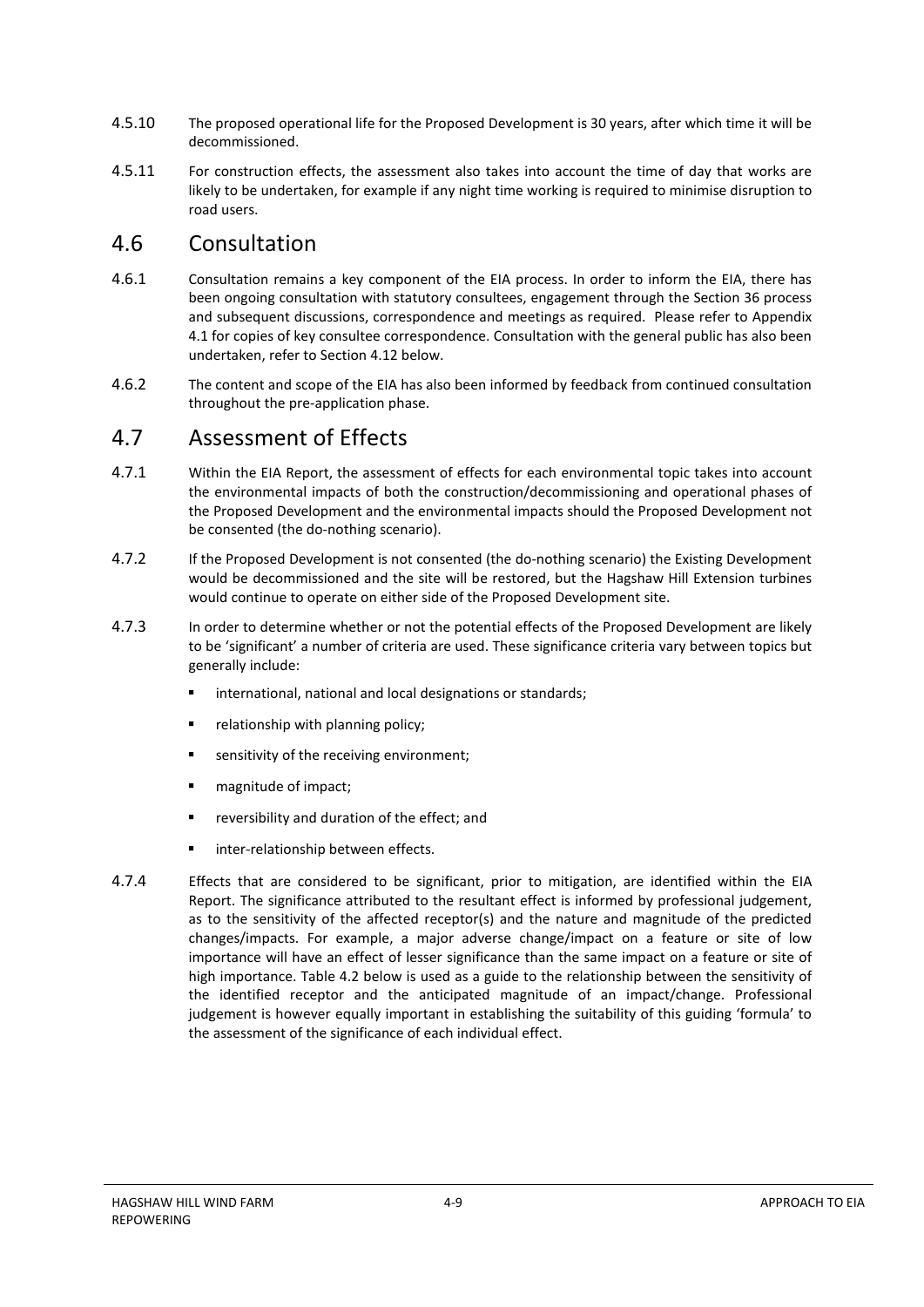4.5.10 The proposed operational life for the Proposed Development is 30 years, after which time it will be decommissioned.

4.5.11 For construction effects, the assessment also takes into account the time of day that works are likely to be undertaken, for example if any night time working is required to minimise disruption to road users.

## 4.6 Consultation

4.6.1 Consultation remains a key component of the EIA process. In order to inform the EIA, there has been ongoing consultation with statutory consultees, engagement through the Section 36 process and subsequent discussions, correspondence and meetings as required. Please refer to Appendix 4.1 for copies of key consultee correspondence. Consultation with the general public has also been undertaken, refer to Section 4.12 below.

4.6.2 The content and scope of the EIA has also been informed by feedback from continued consultation throughout the pre-application phase.

## 4.7 Assessment of Effects

4.7.1 Within the EIA Report, the assessment of effects for each environmental topic takes into account the environmental impacts of both the construction/decommissioning and operational phases of the Proposed Development and the environmental impacts should the Proposed Development not be consented (the do-nothing scenario).

4.7.2 If the Proposed Development is not consented (the do-nothing scenario) the Existing Development would be decommissioned and the site will be restored, but the Hagshaw Hill Extension turbines would continue to operate on either side of the Proposed Development site.

4.7.3 In order to determine whether or not the potential effects of the Proposed Development are likely to be 'significant' a number of criteria are used. These significance criteria vary between topics but generally include:

- international, national and local designations or standards;
- relationship with planning policy;
- sensitivity of the receiving environment;
- magnitude of impact;
- reversibility and duration of the effect; and
- inter-relationship between effects.

4.7.4 Effects that are considered to be significant, prior to mitigation, are identified within the EIA Report. The significance attributed to the resultant effect is informed by professional judgement, as to the sensitivity of the affected receptor(s) and the nature and magnitude of the predicted changes/impacts. For example, a major adverse change/impact on a feature or site of low importance will have an effect of lesser significance than the same impact on a feature or site of high importance. Table 4.2 below is used as a guide to the relationship between the sensitivity of the identified receptor and the anticipated magnitude of an impact/change. Professional judgement is however equally important in establishing the suitability of this guiding 'formula' to the assessment of the significance of each individual effect.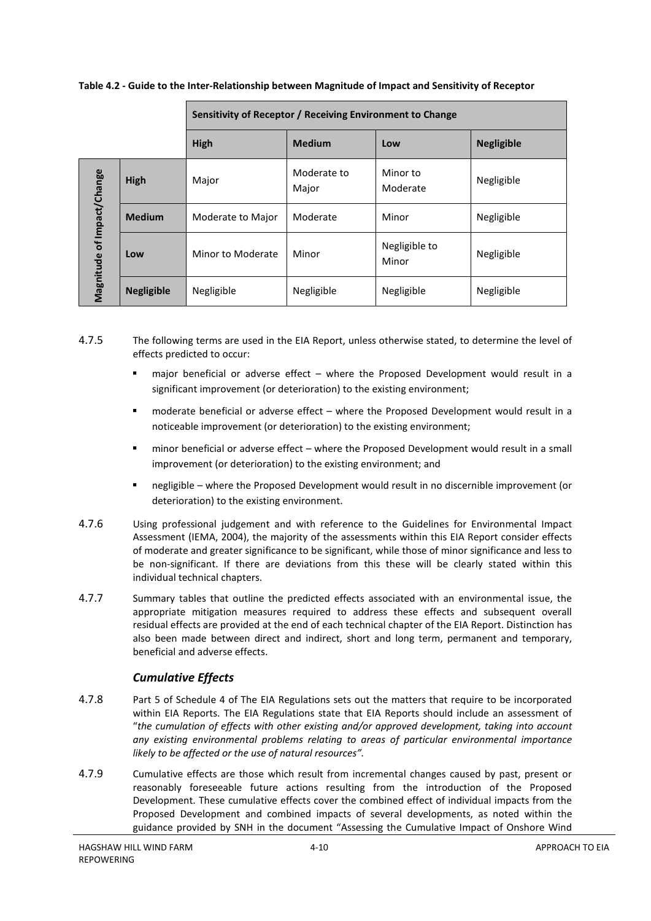**Table 4.2 - Guide to the Inter-Relationship between Magnitude of Impact and Sensitivity of Receptor**

| | | Sensitivity of Receptor / Receiving Environment to Change | | | |
|---|---|---|---|---|---|
| | | **High** | **Medium** | **Low** | **Negligible** |
| **Magnitude of Impact/Change** | **High** | Major | Moderate to Major | Minor to Moderate | Negligible |
| | **Medium** | Moderate to Major | Moderate | Minor | Negligible |
| | **Low** | Minor to Moderate | Minor | Negligible to Minor | Negligible |
| | **Negligible** | Negligible | Negligible | Negligible | Negligible |

4.7.5 The following terms are used in the EIA Report, unless otherwise stated, to determine the level of effects predicted to occur:

- major beneficial or adverse effect – where the Proposed Development would result in a significant improvement (or deterioration) to the existing environment;
- moderate beneficial or adverse effect – where the Proposed Development would result in a noticeable improvement (or deterioration) to the existing environment;
- minor beneficial or adverse effect – where the Proposed Development would result in a small improvement (or deterioration) to the existing environment; and
- negligible – where the Proposed Development would result in no discernible improvement (or deterioration) to the existing environment.

4.7.6 Using professional judgement and with reference to the Guidelines for Environmental Impact Assessment (IEMA, 2004), the majority of the assessments within this EIA Report consider effects of moderate and greater significance to be significant, while those of minor significance and less to be non-significant. If there are deviations from this these will be clearly stated within this individual technical chapters.

4.7.7 Summary tables that outline the predicted effects associated with an environmental issue, the appropriate mitigation measures required to address these effects and subsequent overall residual effects are provided at the end of each technical chapter of the EIA Report. Distinction has also been made between direct and indirect, short and long term, permanent and temporary, beneficial and adverse effects.

### *Cumulative Effects*

4.7.8 Part 5 of Schedule 4 of The EIA Regulations sets out the matters that require to be incorporated within EIA Reports. The EIA Regulations state that EIA Reports should include an assessment of "*the cumulation of effects with other existing and/or approved development, taking into account any existing environmental problems relating to areas of particular environmental importance likely to be affected or the use of natural resources".*

4.7.9 Cumulative effects are those which result from incremental changes caused by past, present or reasonably foreseeable future actions resulting from the introduction of the Proposed Development. These cumulative effects cover the combined effect of individual impacts from the Proposed Development and combined impacts of several developments, as noted within the guidance provided by SNH in the document "Assessing the Cumulative Impact of Onshore Wind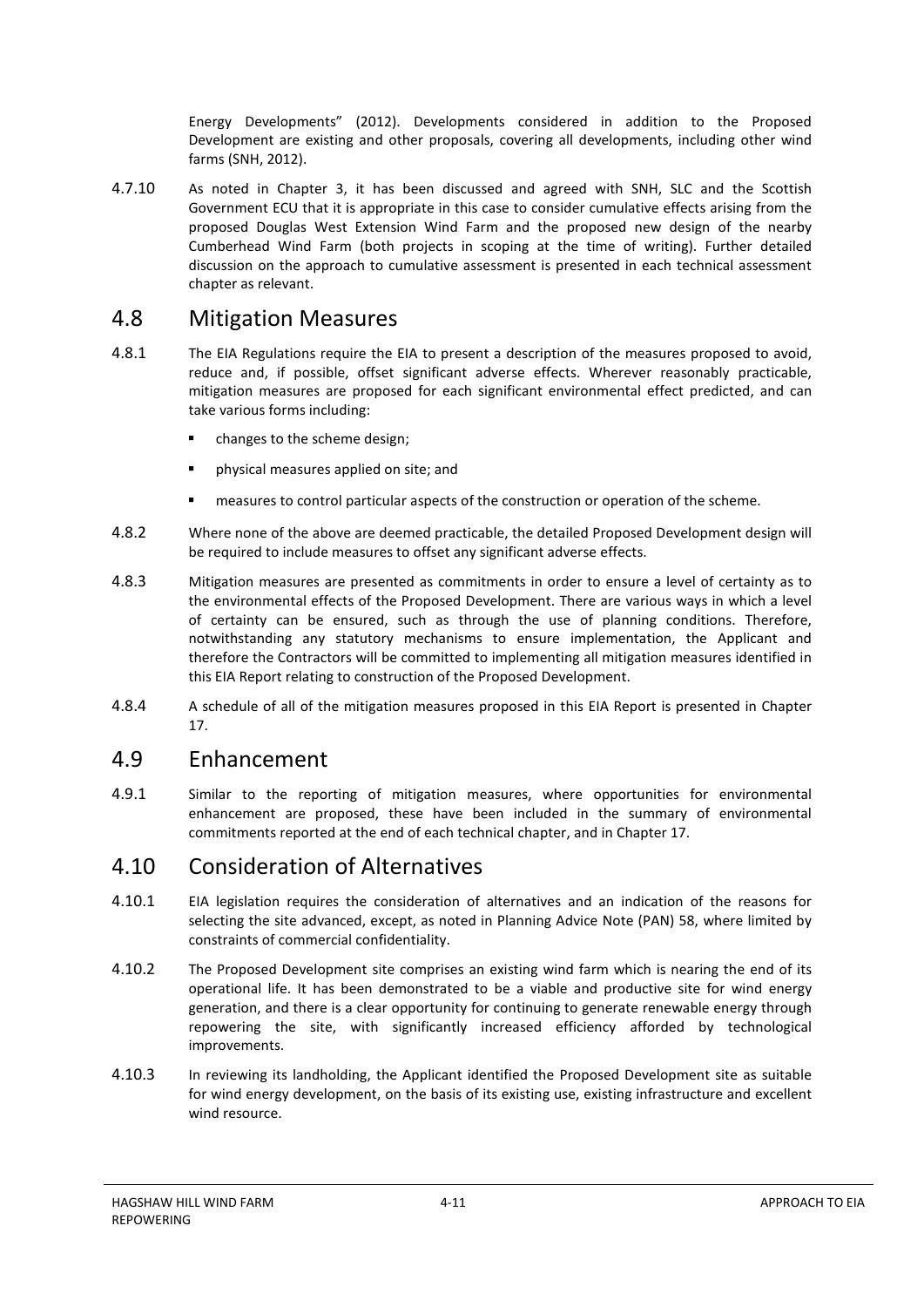Energy Developments" (2012). Developments considered in addition to the Proposed Development are existing and other proposals, covering all developments, including other wind farms (SNH, 2012).

4.7.10 As noted in Chapter 3, it has been discussed and agreed with SNH, SLC and the Scottish Government ECU that it is appropriate in this case to consider cumulative effects arising from the proposed Douglas West Extension Wind Farm and the proposed new design of the nearby Cumberhead Wind Farm (both projects in scoping at the time of writing). Further detailed discussion on the approach to cumulative assessment is presented in each technical assessment chapter as relevant.

## 4.8 Mitigation Measures

4.8.1 The EIA Regulations require the EIA to present a description of the measures proposed to avoid, reduce and, if possible, offset significant adverse effects. Wherever reasonably practicable, mitigation measures are proposed for each significant environmental effect predicted, and can take various forms including:

- changes to the scheme design;
- physical measures applied on site; and
- measures to control particular aspects of the construction or operation of the scheme.

4.8.2 Where none of the above are deemed practicable, the detailed Proposed Development design will be required to include measures to offset any significant adverse effects.

4.8.3 Mitigation measures are presented as commitments in order to ensure a level of certainty as to the environmental effects of the Proposed Development. There are various ways in which a level of certainty can be ensured, such as through the use of planning conditions. Therefore, notwithstanding any statutory mechanisms to ensure implementation, the Applicant and therefore the Contractors will be committed to implementing all mitigation measures identified in this EIA Report relating to construction of the Proposed Development.

4.8.4 A schedule of all of the mitigation measures proposed in this EIA Report is presented in Chapter 17.

## 4.9 Enhancement

4.9.1 Similar to the reporting of mitigation measures, where opportunities for environmental enhancement are proposed, these have been included in the summary of environmental commitments reported at the end of each technical chapter, and in Chapter 17.

## 4.10 Consideration of Alternatives

4.10.1 EIA legislation requires the consideration of alternatives and an indication of the reasons for selecting the site advanced, except, as noted in Planning Advice Note (PAN) 58, where limited by constraints of commercial confidentiality.

4.10.2 The Proposed Development site comprises an existing wind farm which is nearing the end of its operational life. It has been demonstrated to be a viable and productive site for wind energy generation, and there is a clear opportunity for continuing to generate renewable energy through repowering the site, with significantly increased efficiency afforded by technological improvements.

4.10.3 In reviewing its landholding, the Applicant identified the Proposed Development site as suitable for wind energy development, on the basis of its existing use, existing infrastructure and excellent wind resource.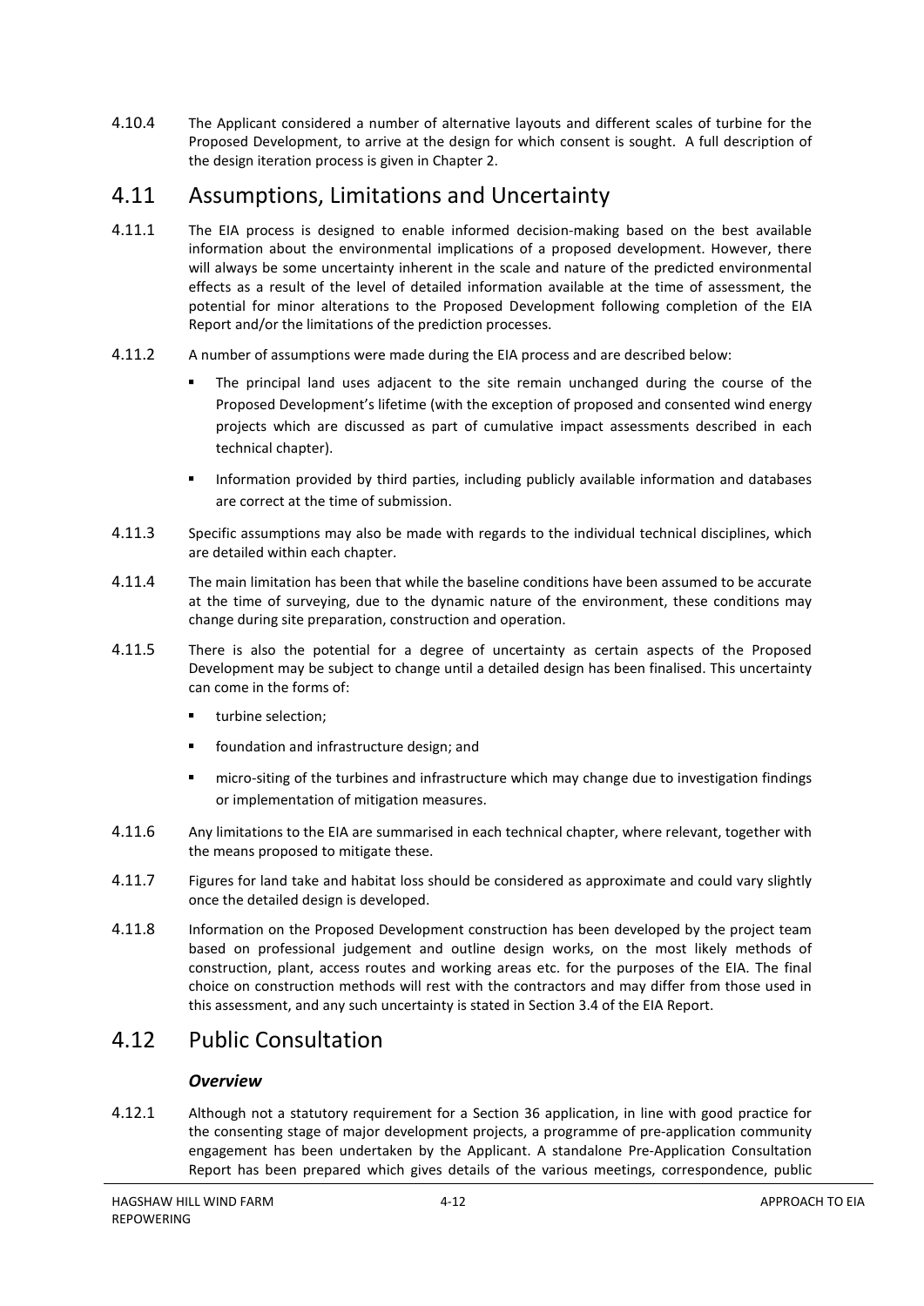4.10.4 The Applicant considered a number of alternative layouts and different scales of turbine for the Proposed Development, to arrive at the design for which consent is sought. A full description of the design iteration process is given in Chapter 2.

## 4.11 Assumptions, Limitations and Uncertainty

4.11.1 The EIA process is designed to enable informed decision-making based on the best available information about the environmental implications of a proposed development. However, there will always be some uncertainty inherent in the scale and nature of the predicted environmental effects as a result of the level of detailed information available at the time of assessment, the potential for minor alterations to the Proposed Development following completion of the EIA Report and/or the limitations of the prediction processes.

4.11.2 A number of assumptions were made during the EIA process and are described below:

- The principal land uses adjacent to the site remain unchanged during the course of the Proposed Development's lifetime (with the exception of proposed and consented wind energy projects which are discussed as part of cumulative impact assessments described in each technical chapter).
- Information provided by third parties, including publicly available information and databases are correct at the time of submission.

4.11.3 Specific assumptions may also be made with regards to the individual technical disciplines, which are detailed within each chapter.

4.11.4 The main limitation has been that while the baseline conditions have been assumed to be accurate at the time of surveying, due to the dynamic nature of the environment, these conditions may change during site preparation, construction and operation.

4.11.5 There is also the potential for a degree of uncertainty as certain aspects of the Proposed Development may be subject to change until a detailed design has been finalised. This uncertainty can come in the forms of:

- turbine selection;
- foundation and infrastructure design; and
- micro-siting of the turbines and infrastructure which may change due to investigation findings or implementation of mitigation measures.

4.11.6 Any limitations to the EIA are summarised in each technical chapter, where relevant, together with the means proposed to mitigate these.

4.11.7 Figures for land take and habitat loss should be considered as approximate and could vary slightly once the detailed design is developed.

4.11.8 Information on the Proposed Development construction has been developed by the project team based on professional judgement and outline design works, on the most likely methods of construction, plant, access routes and working areas etc. for the purposes of the EIA. The final choice on construction methods will rest with the contractors and may differ from those used in this assessment, and any such uncertainty is stated in Section 3.4 of the EIA Report.

## 4.12 Public Consultation

### *Overview*

4.12.1 Although not a statutory requirement for a Section 36 application, in line with good practice for the consenting stage of major development projects, a programme of pre-application community engagement has been undertaken by the Applicant. A standalone Pre-Application Consultation Report has been prepared which gives details of the various meetings, correspondence, public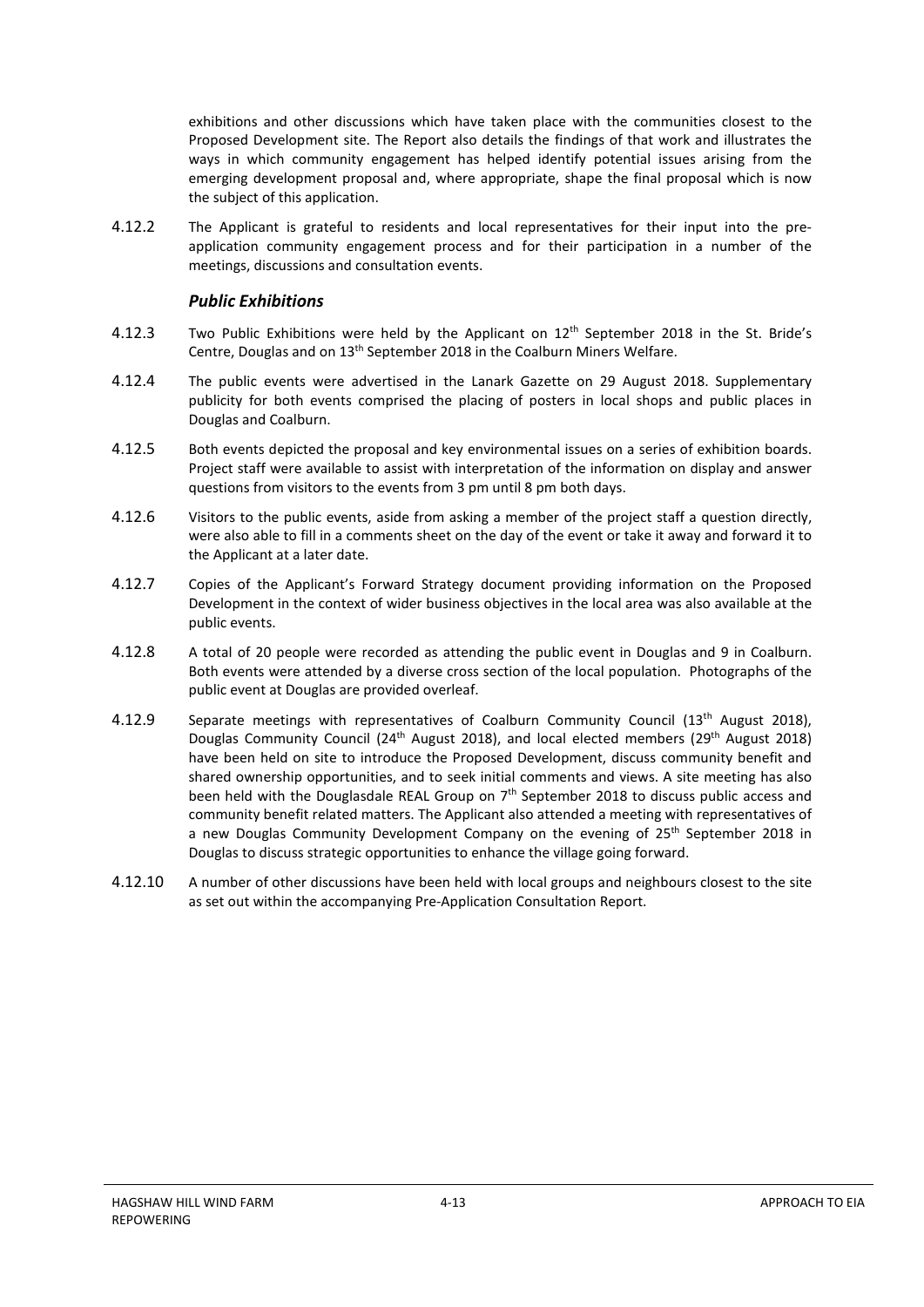exhibitions and other discussions which have taken place with the communities closest to the Proposed Development site. The Report also details the findings of that work and illustrates the ways in which community engagement has helped identify potential issues arising from the emerging development proposal and, where appropriate, shape the final proposal which is now the subject of this application.

4.12.2 The Applicant is grateful to residents and local representatives for their input into the pre-application community engagement process and for their participation in a number of the meetings, discussions and consultation events.

### *Public Exhibitions*

4.12.3 Two Public Exhibitions were held by the Applicant on 12th September 2018 in the St. Bride's Centre, Douglas and on 13th September 2018 in the Coalburn Miners Welfare.

4.12.4 The public events were advertised in the Lanark Gazette on 29 August 2018. Supplementary publicity for both events comprised the placing of posters in local shops and public places in Douglas and Coalburn.

4.12.5 Both events depicted the proposal and key environmental issues on a series of exhibition boards. Project staff were available to assist with interpretation of the information on display and answer questions from visitors to the events from 3 pm until 8 pm both days.

4.12.6 Visitors to the public events, aside from asking a member of the project staff a question directly, were also able to fill in a comments sheet on the day of the event or take it away and forward it to the Applicant at a later date.

4.12.7 Copies of the Applicant's Forward Strategy document providing information on the Proposed Development in the context of wider business objectives in the local area was also available at the public events.

4.12.8 A total of 20 people were recorded as attending the public event in Douglas and 9 in Coalburn. Both events were attended by a diverse cross section of the local population. Photographs of the public event at Douglas are provided overleaf.

4.12.9 Separate meetings with representatives of Coalburn Community Council (13th August 2018), Douglas Community Council (24th August 2018), and local elected members (29th August 2018) have been held on site to introduce the Proposed Development, discuss community benefit and shared ownership opportunities, and to seek initial comments and views. A site meeting has also been held with the Douglasdale REAL Group on 7th September 2018 to discuss public access and community benefit related matters. The Applicant also attended a meeting with representatives of a new Douglas Community Development Company on the evening of 25th September 2018 in Douglas to discuss strategic opportunities to enhance the village going forward.

4.12.10 A number of other discussions have been held with local groups and neighbours closest to the site as set out within the accompanying Pre-Application Consultation Report.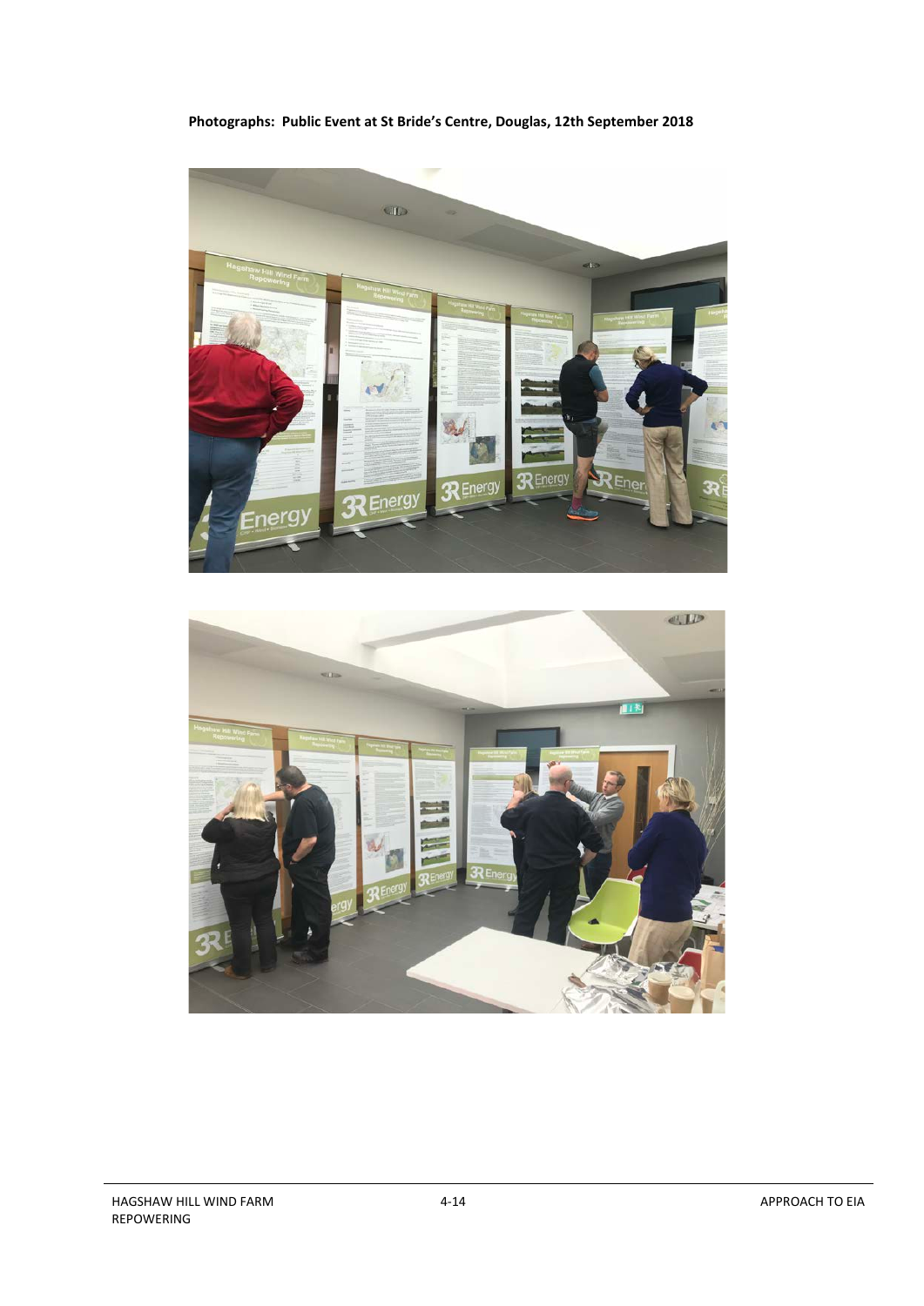**Photographs: Public Event at St Bride's Centre, Douglas, 12th September 2018**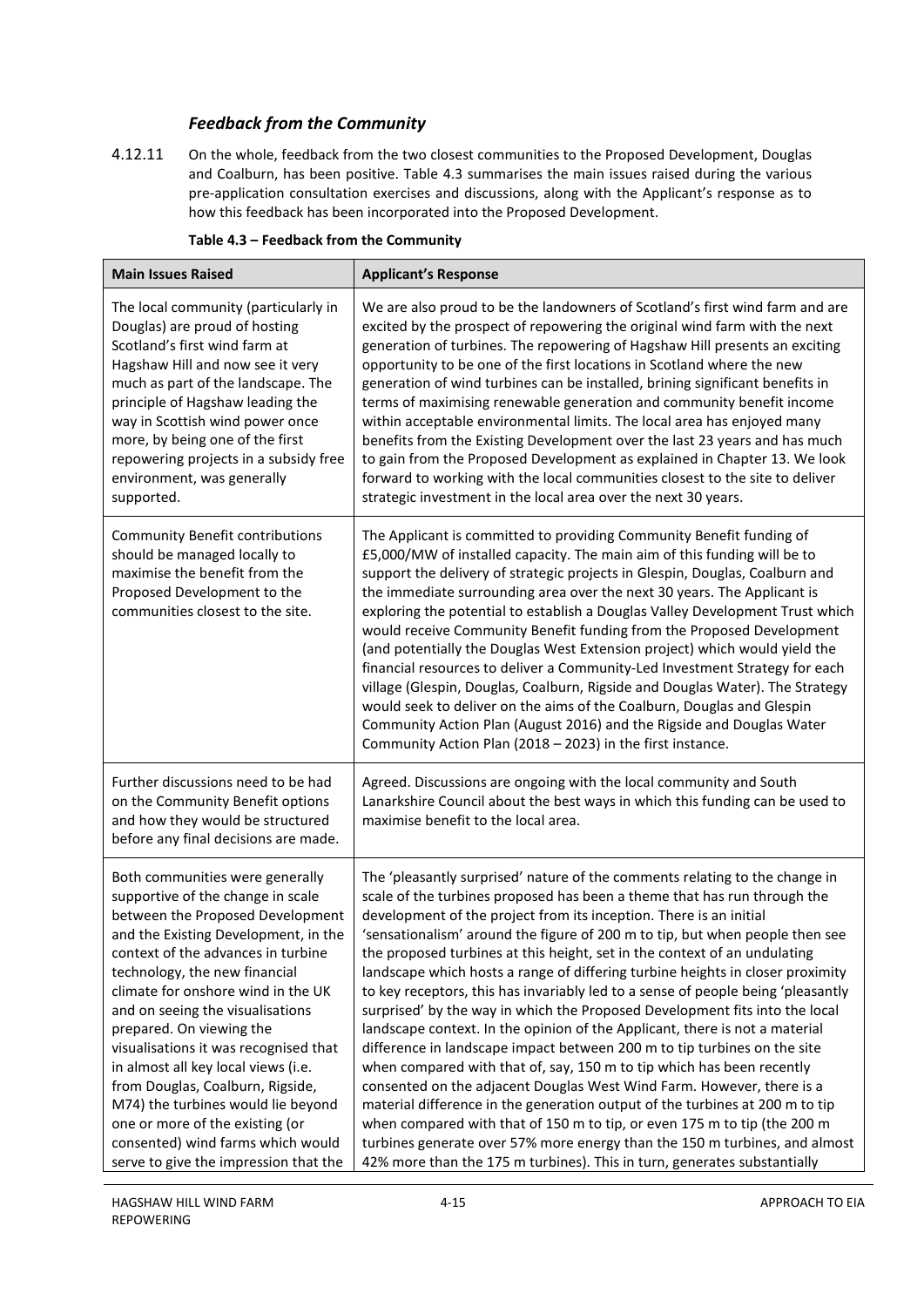### *Feedback from the Community*

4.12.11 On the whole, feedback from the two closest communities to the Proposed Development, Douglas and Coalburn, has been positive. Table 4.3 summarises the main issues raised during the various pre-application consultation exercises and discussions, along with the Applicant's response as to how this feedback has been incorporated into the Proposed Development.

**Table 4.3 – Feedback from the Community**

| Main Issues Raised | Applicant's Response |
|---|---|
| The local community (particularly in Douglas) are proud of hosting Scotland's first wind farm at Hagshaw Hill and now see it very much as part of the landscape. The principle of Hagshaw leading the way in Scottish wind power once more, by being one of the first repowering projects in a subsidy free environment, was generally supported. | We are also proud to be the landowners of Scotland's first wind farm and are excited by the prospect of repowering the original wind farm with the next generation of turbines. The repowering of Hagshaw Hill presents an exciting opportunity to be one of the first locations in Scotland where the new generation of wind turbines can be installed, brining significant benefits in terms of maximising renewable generation and community benefit income within acceptable environmental limits. The local area has enjoyed many benefits from the Existing Development over the last 23 years and has much to gain from the Proposed Development as explained in Chapter 13. We look forward to working with the local communities closest to the site to deliver strategic investment in the local area over the next 30 years. |
| Community Benefit contributions should be managed locally to maximise the benefit from the Proposed Development to the communities closest to the site. | The Applicant is committed to providing Community Benefit funding of £5,000/MW of installed capacity. The main aim of this funding will be to support the delivery of strategic projects in Glespin, Douglas, Coalburn and the immediate surrounding area over the next 30 years. The Applicant is exploring the potential to establish a Douglas Valley Development Trust which would receive Community Benefit funding from the Proposed Development (and potentially the Douglas West Extension project) which would yield the financial resources to deliver a Community-Led Investment Strategy for each village (Glespin, Douglas, Coalburn, Rigside and Douglas Water). The Strategy would seek to deliver on the aims of the Coalburn, Douglas and Glespin Community Action Plan (August 2016) and the Rigside and Douglas Water Community Action Plan (2018 – 2023) in the first instance. |
| Further discussions need to be had on the Community Benefit options and how they would be structured before any final decisions are made. | Agreed. Discussions are ongoing with the local community and South Lanarkshire Council about the best ways in which this funding can be used to maximise benefit to the local area. |
| Both communities were generally supportive of the change in scale between the Proposed Development and the Existing Development, in the context of the advances in turbine technology, the new financial climate for onshore wind in the UK and on seeing the visualisations prepared. On viewing the visualisations it was recognised that in almost all key local views (i.e. from Douglas, Coalburn, Rigside, M74) the turbines would lie beyond one or more of the existing (or consented) wind farms which would serve to give the impression that the | The 'pleasantly surprised' nature of the comments relating to the change in scale of the turbines proposed has been a theme that has run through the development of the project from its inception. There is an initial 'sensationalism' around the figure of 200 m to tip, but when people then see the proposed turbines at this height, set in the context of an undulating landscape which hosts a range of differing turbine heights in closer proximity to key receptors, this has invariably led to a sense of people being 'pleasantly surprised' by the way in which the Proposed Development fits into the local landscape context. In the opinion of the Applicant, there is not a material difference in landscape impact between 200 m to tip turbines on the site when compared with that of, say, 150 m to tip which has been recently consented on the adjacent Douglas West Wind Farm. However, there is a material difference in the generation output of the turbines at 200 m to tip when compared with that of 150 m to tip, or even 175 m to tip (the 200 m turbines generate over 57% more energy than the 150 m turbines, and almost 42% more than the 175 m turbines). This in turn, generates substantially |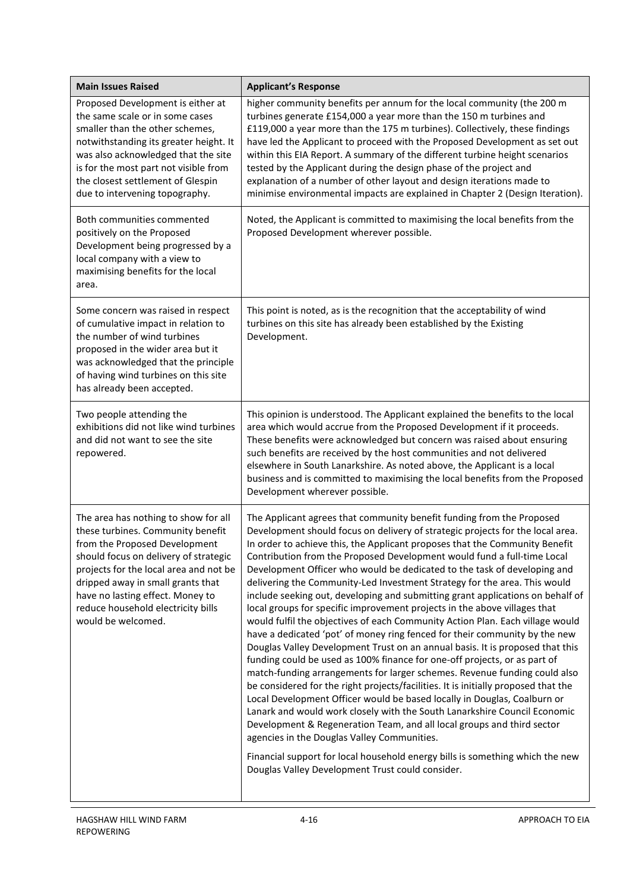| Main Issues Raised | Applicant's Response |
| --- | --- |
| Proposed Development is either at the same scale or in some cases smaller than the other schemes, notwithstanding its greater height. It was also acknowledged that the site is for the most part not visible from the closest settlement of Glespin due to intervening topography. | higher community benefits per annum for the local community (the 200 m turbines generate £154,000 a year more than the 150 m turbines and £119,000 a year more than the 175 m turbines). Collectively, these findings have led the Applicant to proceed with the Proposed Development as set out within this EIA Report. A summary of the different turbine height scenarios tested by the Applicant during the design phase of the project and explanation of a number of other layout and design iterations made to minimise environmental impacts are explained in Chapter 2 (Design Iteration). |
| Both communities commented positively on the Proposed Development being progressed by a local company with a view to maximising benefits for the local area. | Noted, the Applicant is committed to maximising the local benefits from the Proposed Development wherever possible. |
| Some concern was raised in respect of cumulative impact in relation to the number of wind turbines proposed in the wider area but it was acknowledged that the principle of having wind turbines on this site has already been accepted. | This point is noted, as is the recognition that the acceptability of wind turbines on this site has already been established by the Existing Development. |
| Two people attending the exhibitions did not like wind turbines and did not want to see the site repowered. | This opinion is understood. The Applicant explained the benefits to the local area which would accrue from the Proposed Development if it proceeds. These benefits were acknowledged but concern was raised about ensuring such benefits are received by the host communities and not delivered elsewhere in South Lanarkshire. As noted above, the Applicant is a local business and is committed to maximising the local benefits from the Proposed Development wherever possible. |
| The area has nothing to show for all these turbines. Community benefit from the Proposed Development should focus on delivery of strategic projects for the local area and not be dripped away in small grants that have no lasting effect. Money to reduce household electricity bills would be welcomed. | The Applicant agrees that community benefit funding from the Proposed Development should focus on delivery of strategic projects for the local area. In order to achieve this, the Applicant proposes that the Community Benefit Contribution from the Proposed Development would fund a full-time Local Development Officer who would be dedicated to the task of developing and delivering the Community-Led Investment Strategy for the area. This would include seeking out, developing and submitting grant applications on behalf of local groups for specific improvement projects in the above villages that would fulfil the objectives of each Community Action Plan. Each village would have a dedicated 'pot' of money ring fenced for their community by the new Douglas Valley Development Trust on an annual basis. It is proposed that this funding could be used as 100% finance for one-off projects, or as part of match-funding arrangements for larger schemes. Revenue funding could also be considered for the right projects/facilities. It is initially proposed that the Local Development Officer would be based locally in Douglas, Coalburn or Lanark and would work closely with the South Lanarkshire Council Economic Development & Regeneration Team, and all local groups and third sector agencies in the Douglas Valley Communities.<br><br>Financial support for local household energy bills is something which the new Douglas Valley Development Trust could consider. |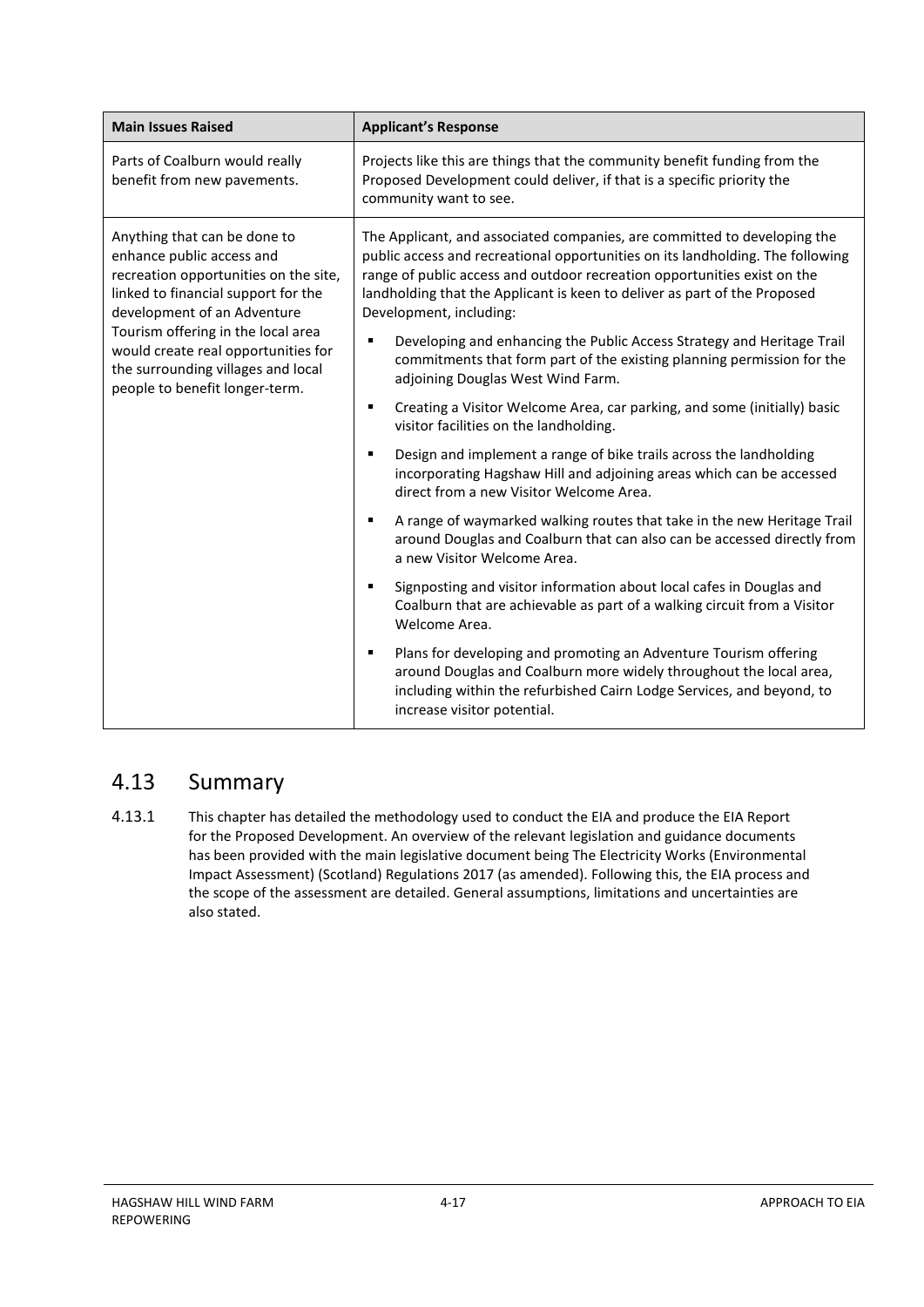| Main Issues Raised | Applicant's Response |
| --- | --- |
| Parts of Coalburn would really benefit from new pavements. | Projects like this are things that the community benefit funding from the Proposed Development could deliver, if that is a specific priority the community want to see. |
| Anything that can be done to enhance public access and recreation opportunities on the site, linked to financial support for the development of an Adventure Tourism offering in the local area would create real opportunities for the surrounding villages and local people to benefit longer-term. | The Applicant, and associated companies, are committed to developing the public access and recreational opportunities on its landholding. The following range of public access and outdoor recreation opportunities exist on the landholding that the Applicant is keen to deliver as part of the Proposed Development, including:<br>▪ Developing and enhancing the Public Access Strategy and Heritage Trail commitments that form part of the existing planning permission for the adjoining Douglas West Wind Farm.<br>▪ Creating a Visitor Welcome Area, car parking, and some (initially) basic visitor facilities on the landholding.<br>▪ Design and implement a range of bike trails across the landholding incorporating Hagshaw Hill and adjoining areas which can be accessed direct from a new Visitor Welcome Area.<br>▪ A range of waymarked walking routes that take in the new Heritage Trail around Douglas and Coalburn that can also can be accessed directly from a new Visitor Welcome Area.<br>▪ Signposting and visitor information about local cafes in Douglas and Coalburn that are achievable as part of a walking circuit from a Visitor Welcome Area.<br>▪ Plans for developing and promoting an Adventure Tourism offering around Douglas and Coalburn more widely throughout the local area, including within the refurbished Cairn Lodge Services, and beyond, to increase visitor potential. |

## 4.13 Summary

4.13.1 This chapter has detailed the methodology used to conduct the EIA and produce the EIA Report for the Proposed Development. An overview of the relevant legislation and guidance documents has been provided with the main legislative document being The Electricity Works (Environmental Impact Assessment) (Scotland) Regulations 2017 (as amended). Following this, the EIA process and the scope of the assessment are detailed. General assumptions, limitations and uncertainties are also stated.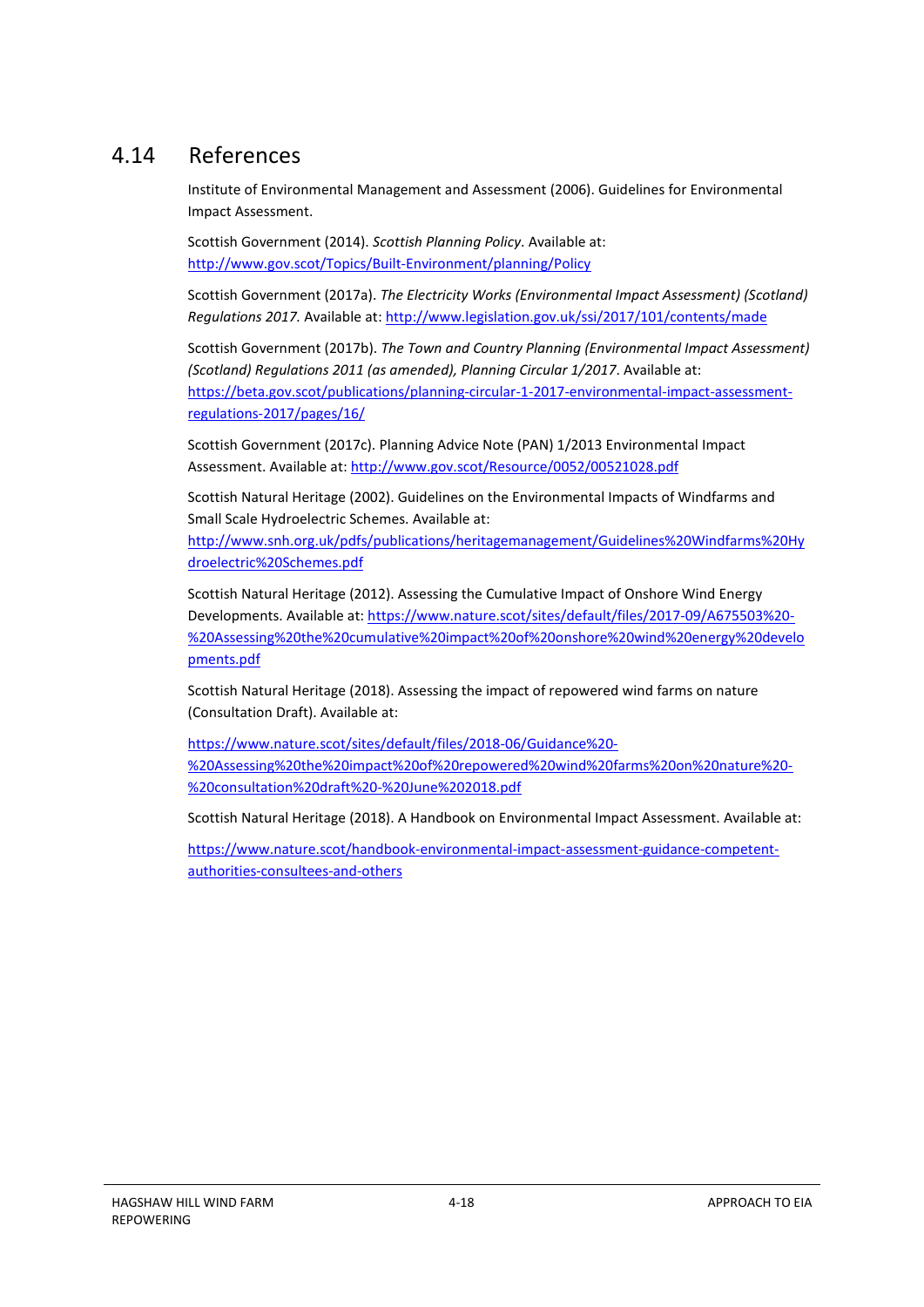## 4.14 References

Institute of Environmental Management and Assessment (2006). Guidelines for Environmental Impact Assessment.

Scottish Government (2014). *Scottish Planning Policy*. Available at: http://www.gov.scot/Topics/Built-Environment/planning/Policy

Scottish Government (2017a). *The Electricity Works (Environmental Impact Assessment) (Scotland) Regulations 2017.* Available at: http://www.legislation.gov.uk/ssi/2017/101/contents/made

Scottish Government (2017b). *The Town and Country Planning (Environmental Impact Assessment) (Scotland) Regulations 2011 (as amended), Planning Circular 1/2017*. Available at: https://beta.gov.scot/publications/planning-circular-1-2017-environmental-impact-assessment-regulations-2017/pages/16/

Scottish Government (2017c). Planning Advice Note (PAN) 1/2013 Environmental Impact Assessment. Available at: http://www.gov.scot/Resource/0052/00521028.pdf

Scottish Natural Heritage (2002). Guidelines on the Environmental Impacts of Windfarms and Small Scale Hydroelectric Schemes. Available at: http://www.snh.org.uk/pdfs/publications/heritagemanagement/Guidelines%20Windfarms%20Hydroelectric%20Schemes.pdf

Scottish Natural Heritage (2012). Assessing the Cumulative Impact of Onshore Wind Energy Developments. Available at: https://www.nature.scot/sites/default/files/2017-09/A675503%20-%20Assessing%20the%20cumulative%20impact%20of%20onshore%20wind%20energy%20developments.pdf

Scottish Natural Heritage (2018). Assessing the impact of repowered wind farms on nature (Consultation Draft). Available at:

https://www.nature.scot/sites/default/files/2018-06/Guidance%20-%20Assessing%20the%20impact%20of%20repowered%20wind%20farms%20on%20nature%20-%20consultation%20draft%20-%20June%202018.pdf

Scottish Natural Heritage (2018). A Handbook on Environmental Impact Assessment. Available at:

https://www.nature.scot/handbook-environmental-impact-assessment-guidance-competent-authorities-consultees-and-others